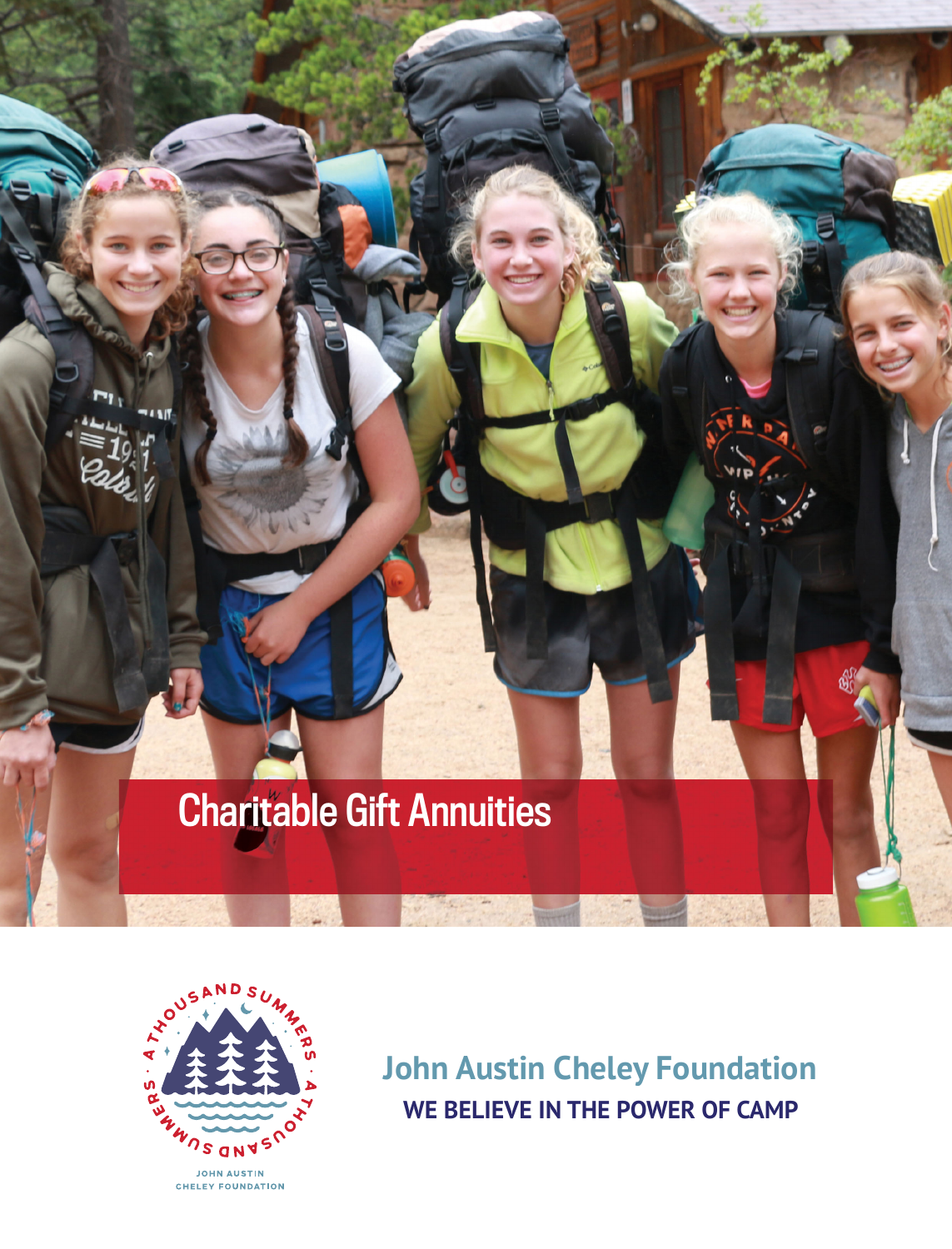# Charitable Gift Annuities

**John Austin Cheley Foundation**

**WE BELIEVE IN THE POWER OF CAMP**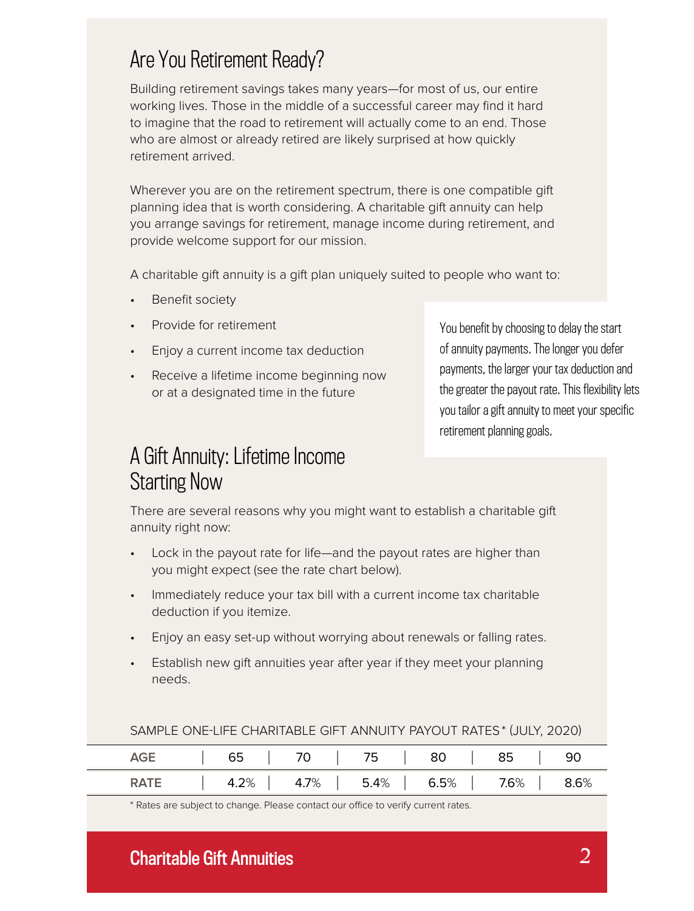## Are You Retirement Ready?

Building retirement savings takes many years—for most of us, our entire working lives. Those in the middle of a successful career may find it hard to imagine that the road to retirement will actually come to an end. Those who are almost or already retired are likely surprised at how quickly retirement arrived.

Wherever you are on the retirement spectrum, there is one compatible gift planning idea that is worth considering. A charitable gift annuity can help you arrange savings for retirement, manage income during retirement, and provide welcome support for our mission.

A charitable gift annuity is a gift plan uniquely suited to people who want to:

- Benefit society
- Provide for retirement
- Enjoy a current income tax deduction
- Receive a lifetime income beginning now or at a designated time in the future

You benefit by choosing to delay the start of annuity payments. The longer you defer payments, the larger your tax deduction and the greater the payout rate. This flexibility lets you tailor a gift annuity to meet your specific retirement planning goals.

## A Gift Annuity: Lifetime Income Starting Now

There are several reasons why you might want to establish a charitable gift annuity right now:

- Lock in the payout rate for life—and the payout rates are higher than you might expect (see the rate chart below).
- Immediately reduce your tax bill with a current income tax charitable deduction if you itemize.
- Enjoy an easy set-up without worrying about renewals or falling rates.
- Establish new gift annuities year after year if they meet your planning needs.

SAMPLE ONE-LIFE CHARITABLE GIFT ANNUITY PAYOUT RATES* (JULY, 2020)

| AGE | 65 | 70 | 75 | 80 | 85 | 90 |
|---|---|---|---|---|---|---|
| RATE | 4.2% | 4.7% | 5.4% | 6.5% | 7.6% | 8.6% |

* Rates are subject to change. Please contact our office to verify current rates.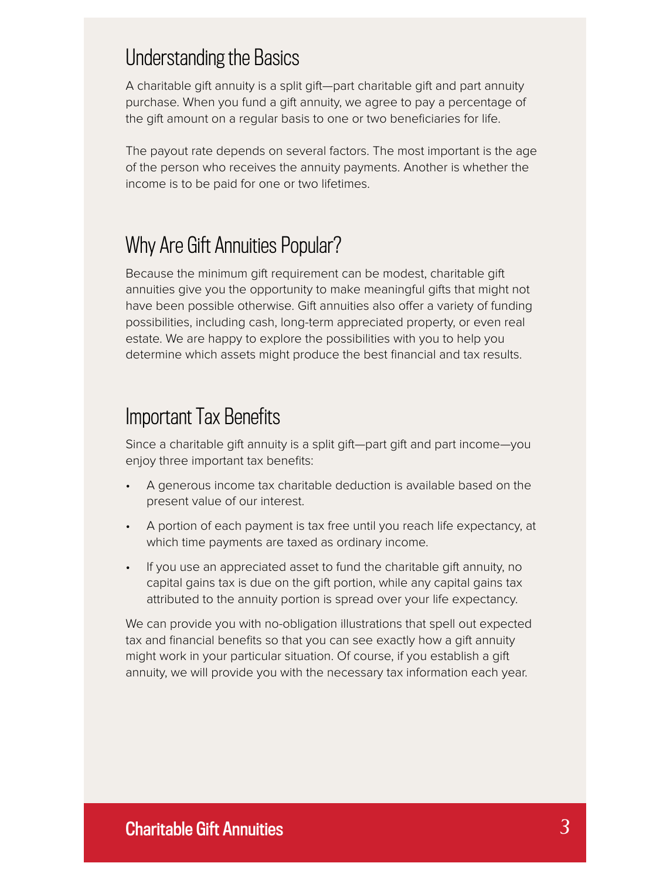## Understanding the Basics

A charitable gift annuity is a split gift—part charitable gift and part annuity purchase. When you fund a gift annuity, we agree to pay a percentage of the gift amount on a regular basis to one or two beneficiaries for life.

The payout rate depends on several factors. The most important is the age of the person who receives the annuity payments. Another is whether the income is to be paid for one or two lifetimes.

## Why Are Gift Annuities Popular?

Because the minimum gift requirement can be modest, charitable gift annuities give you the opportunity to make meaningful gifts that might not have been possible otherwise. Gift annuities also offer a variety of funding possibilities, including cash, long-term appreciated property, or even real estate. We are happy to explore the possibilities with you to help you determine which assets might produce the best financial and tax results.

## Important Tax Benefits

Since a charitable gift annuity is a split gift—part gift and part income—you enjoy three important tax benefits:

- A generous income tax charitable deduction is available based on the present value of our interest.
- A portion of each payment is tax free until you reach life expectancy, at which time payments are taxed as ordinary income.
- If you use an appreciated asset to fund the charitable gift annuity, no capital gains tax is due on the gift portion, while any capital gains tax attributed to the annuity portion is spread over your life expectancy.

We can provide you with no-obligation illustrations that spell out expected tax and financial benefits so that you can see exactly how a gift annuity might work in your particular situation. Of course, if you establish a gift annuity, we will provide you with the necessary tax information each year.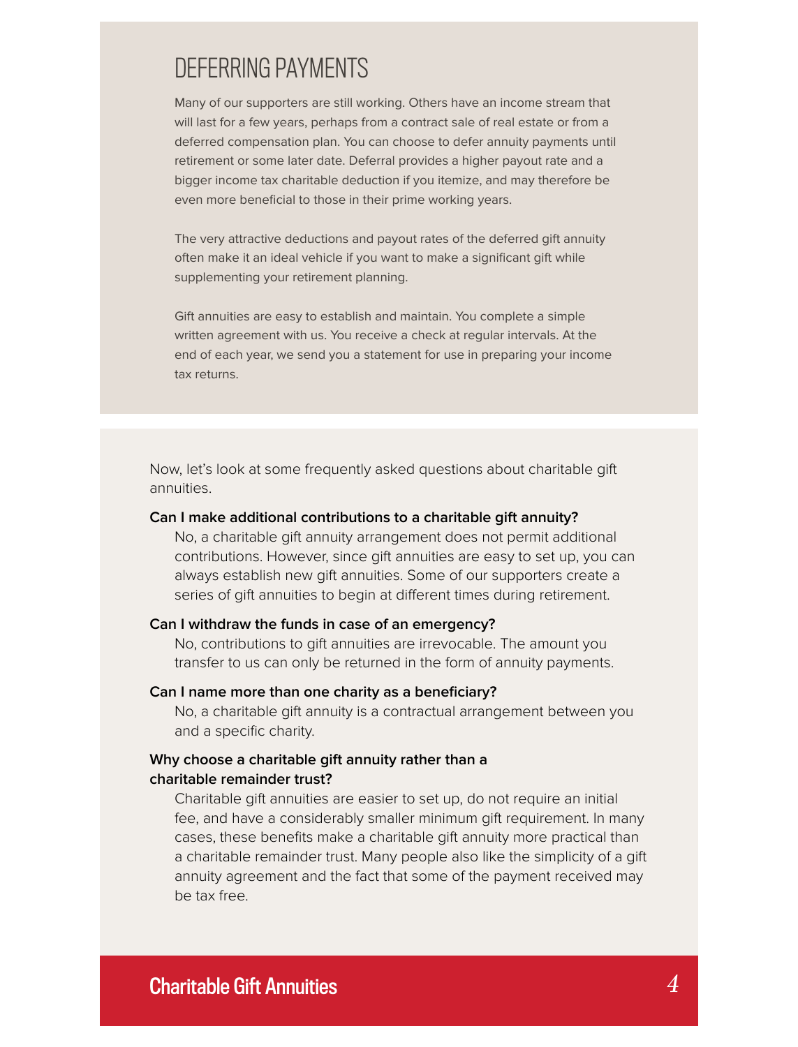## DEFERRING PAYMENTS

Many of our supporters are still working. Others have an income stream that will last for a few years, perhaps from a contract sale of real estate or from a deferred compensation plan. You can choose to defer annuity payments until retirement or some later date. Deferral provides a higher payout rate and a bigger income tax charitable deduction if you itemize, and may therefore be even more beneficial to those in their prime working years.

The very attractive deductions and payout rates of the deferred gift annuity often make it an ideal vehicle if you want to make a significant gift while supplementing your retirement planning.

Gift annuities are easy to establish and maintain. You complete a simple written agreement with us. You receive a check at regular intervals. At the end of each year, we send you a statement for use in preparing your income tax returns.

Now, let's look at some frequently asked questions about charitable gift annuities.

**Can I make additional contributions to a charitable gift annuity?**

No, a charitable gift annuity arrangement does not permit additional contributions. However, since gift annuities are easy to set up, you can always establish new gift annuities. Some of our supporters create a series of gift annuities to begin at different times during retirement.

**Can I withdraw the funds in case of an emergency?**

No, contributions to gift annuities are irrevocable. The amount you transfer to us can only be returned in the form of annuity payments.

**Can I name more than one charity as a beneficiary?**

No, a charitable gift annuity is a contractual arrangement between you and a specific charity.

**Why choose a charitable gift annuity rather than a charitable remainder trust?**

Charitable gift annuities are easier to set up, do not require an initial fee, and have a considerably smaller minimum gift requirement. In many cases, these benefits make a charitable gift annuity more practical than a charitable remainder trust. Many people also like the simplicity of a gift annuity agreement and the fact that some of the payment received may be tax free.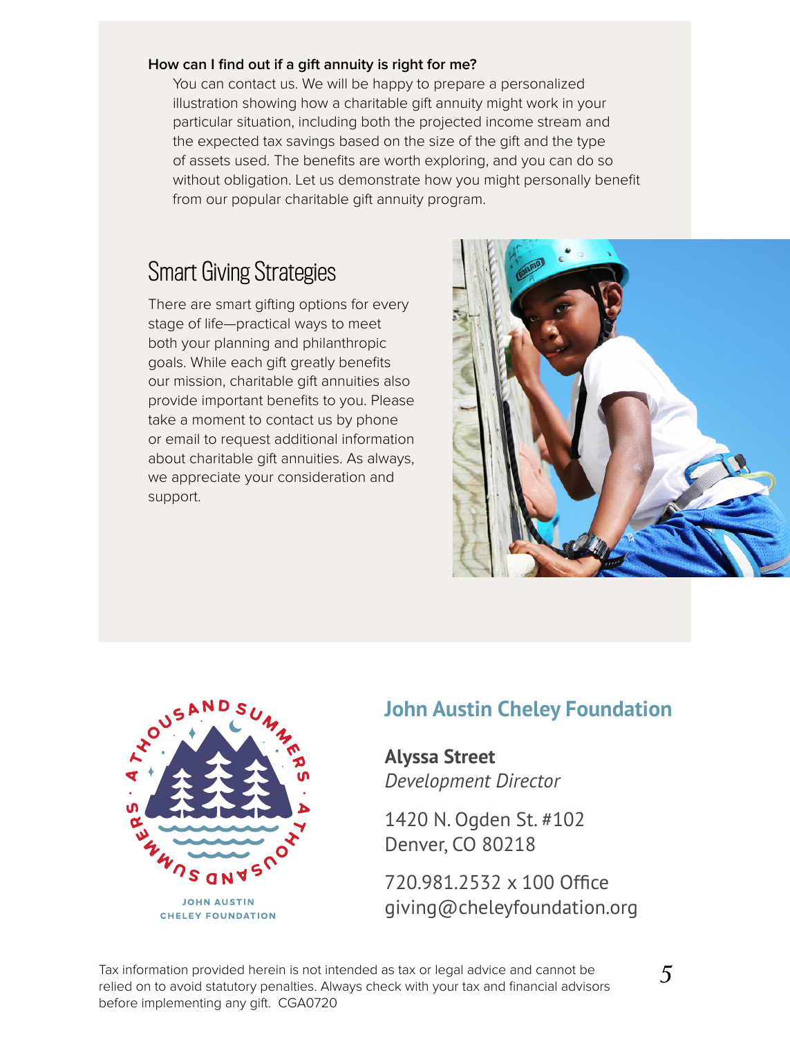**How can I find out if a gift annuity is right for me?**

You can contact us. We will be happy to prepare a personalized illustration showing how a charitable gift annuity might work in your particular situation, including both the projected income stream and the expected tax savings based on the size of the gift and the type of assets used. The benefits are worth exploring, and you can do so without obligation. Let us demonstrate how you might personally benefit from our popular charitable gift annuity program.

## Smart Giving Strategies

There are smart gifting options for every stage of life—practical ways to meet both your planning and philanthropic goals. While each gift greatly benefits our mission, charitable gift annuities also provide important benefits to you. Please take a moment to contact us by phone or email to request additional information about charitable gift annuities. As always, we appreciate your consideration and support.

A THOUSAND SUMMERS · A THOUSAND SUMMERS ·

JOHN AUSTIN CHELEY FOUNDATION

### John Austin Cheley Foundation

**Alyssa Street**
*Development Director*

1420 N. Ogden St. #102
Denver, CO 80218

720.981.2532 x 100 Office
giving@cheleyfoundation.org

Tax information provided herein is not intended as tax or legal advice and cannot be relied on to avoid statutory penalties. Always check with your tax and financial advisors before implementing any gift. CGA0720